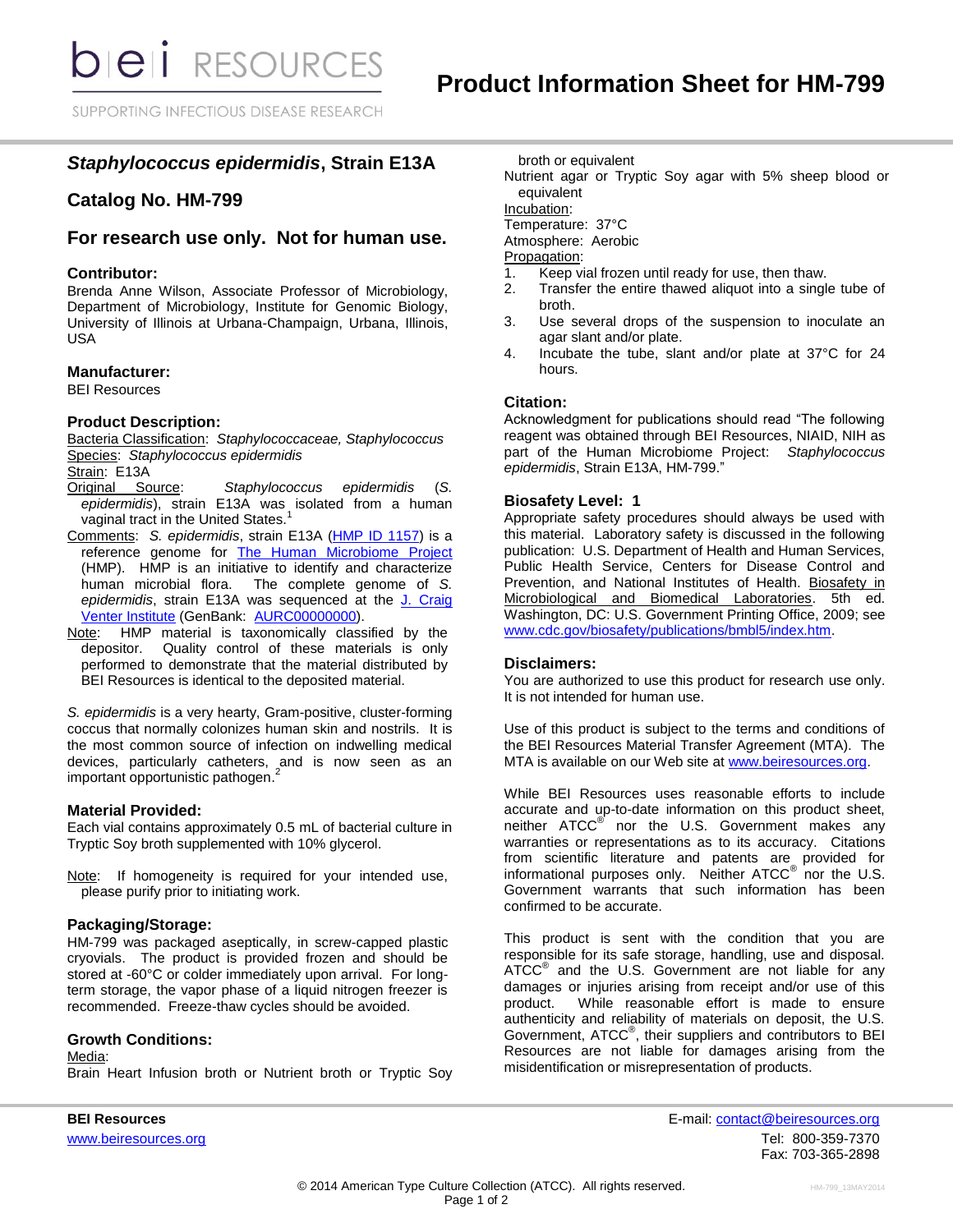# Product Information Sheet for HM-799

## *Staphylococcus epidermidis*, Strain E13A

## Catalog No. HM-799

## For research use only. Not for human use.

### Contributor:

Brenda Anne Wilson, Associate Professor of Microbiology, Department of Microbiology, Institute for Genomic Biology, University of Illinois at Urbana-Champaign, Urbana, Illinois, USA

### Manufacturer:

BEI Resources

### Product Description:

Bacteria Classification: *Staphylococcaceae, Staphylococcus*
Species: *Staphylococcus epidermidis*
Strain: E13A
Original Source: *Staphylococcus epidermidis* (*S. epidermidis*), strain E13A was isolated from a human vaginal tract in the United States.[1]
Comments: *S. epidermidis*, strain E13A (HMP ID 1157) is a reference genome for The Human Microbiome Project (HMP). HMP is an initiative to identify and characterize human microbial flora. The complete genome of *S. epidermidis*, strain E13A was sequenced at the J. Craig Venter Institute (GenBank: AURC00000000).
Note: HMP material is taxonomically classified by the depositor. Quality control of these materials is only performed to demonstrate that the material distributed by BEI Resources is identical to the deposited material.

*S. epidermidis* is a very hearty, Gram-positive, cluster-forming coccus that normally colonizes human skin and nostrils. It is the most common source of infection on indwelling medical devices, particularly catheters, and is now seen as an important opportunistic pathogen.[2]

### Material Provided:

Each vial contains approximately 0.5 mL of bacterial culture in Tryptic Soy broth supplemented with 10% glycerol.

Note: If homogeneity is required for your intended use, please purify prior to initiating work.

### Packaging/Storage:

HM-799 was packaged aseptically, in screw-capped plastic cryovials. The product is provided frozen and should be stored at -60°C or colder immediately upon arrival. For long-term storage, the vapor phase of a liquid nitrogen freezer is recommended. Freeze-thaw cycles should be avoided.

### Growth Conditions:

Media:
Brain Heart Infusion broth or Nutrient broth or Tryptic Soy broth or equivalent
Nutrient agar or Tryptic Soy agar with 5% sheep blood or equivalent
Incubation:
Temperature: 37°C
Atmosphere: Aerobic
Propagation:

1. Keep vial frozen until ready for use, then thaw.
2. Transfer the entire thawed aliquot into a single tube of broth.
3. Use several drops of the suspension to inoculate an agar slant and/or plate.
4. Incubate the tube, slant and/or plate at 37°C for 24 hours.

### Citation:

Acknowledgment for publications should read "The following reagent was obtained through BEI Resources, NIAID, NIH as part of the Human Microbiome Project: *Staphylococcus epidermidis*, Strain E13A, HM-799."

### Biosafety Level: 1

Appropriate safety procedures should always be used with this material. Laboratory safety is discussed in the following publication: U.S. Department of Health and Human Services, Public Health Service, Centers for Disease Control and Prevention, and National Institutes of Health. Biosafety in Microbiological and Biomedical Laboratories. 5th ed. Washington, DC: U.S. Government Printing Office, 2009; see www.cdc.gov/biosafety/publications/bmbl5/index.htm.

### Disclaimers:

You are authorized to use this product for research use only. It is not intended for human use.

Use of this product is subject to the terms and conditions of the BEI Resources Material Transfer Agreement (MTA). The MTA is available on our Web site at www.beiresources.org.

While BEI Resources uses reasonable efforts to include accurate and up-to-date information on this product sheet, neither ATCC® nor the U.S. Government makes any warranties or representations as to its accuracy. Citations from scientific literature and patents are provided for informational purposes only. Neither ATCC® nor the U.S. Government warrants that such information has been confirmed to be accurate.

This product is sent with the condition that you are responsible for its safe storage, handling, use and disposal. ATCC® and the U.S. Government are not liable for any damages or injuries arising from receipt and/or use of this product. While reasonable effort is made to ensure authenticity and reliability of materials on deposit, the U.S. Government, ATCC®, their suppliers and contributors to BEI Resources are not liable for damages arising from the misidentification or misrepresentation of products.

**BEI Resources**
www.beiresources.org

E-mail: contact@beiresources.org
Tel: 800-359-7370
Fax: 703-365-2898

© 2014 American Type Culture Collection (ATCC). All rights reserved.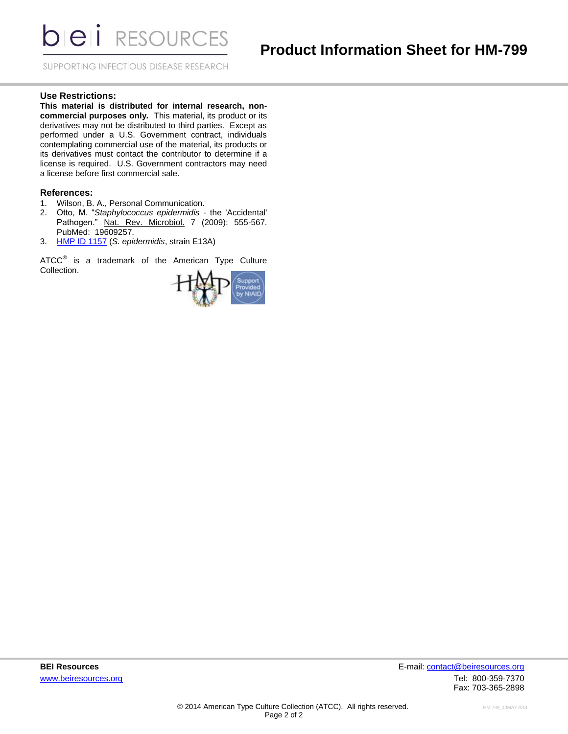### Use Restrictions:

**This material is distributed for internal research, non-commercial purposes only.** This material, its product or its derivatives may not be distributed to third parties. Except as performed under a U.S. Government contract, individuals contemplating commercial use of the material, its products or its derivatives must contact the contributor to determine if a license is required. U.S. Government contractors may need a license before first commercial sale.

### References:

1. Wilson, B. A., Personal Communication.
2. Otto, M. "*Staphylococcus epidermidis* - the 'Accidental' Pathogen." Nat. Rev. Microbiol. 7 (2009): 555-567. PubMed: 19609257.
3. HMP ID 1157 (*S. epidermidis*, strain E13A)

ATCC® is a trademark of the American Type Culture Collection.

**BEI Resources**
www.beiresources.org

E-mail: contact@beiresources.org
Tel: 800-359-7370
Fax: 703-365-2898

© 2014 American Type Culture Collection (ATCC). All rights reserved.

HM-799_13MAY2014